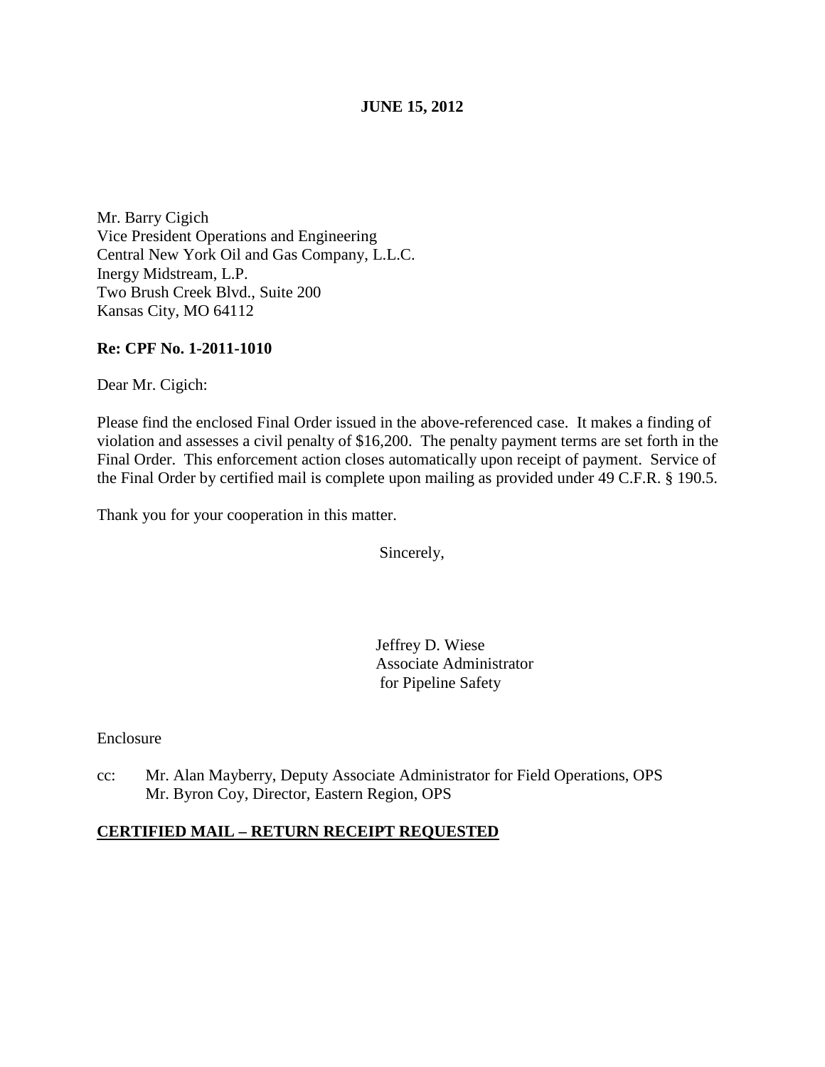**JUNE 15, 2012**

Mr. Barry Cigich
Vice President Operations and Engineering
Central New York Oil and Gas Company, L.L.C.
Inergy Midstream, L.P.
Two Brush Creek Blvd., Suite 200
Kansas City, MO 64112

**Re: CPF No. 1-2011-1010**

Dear Mr. Cigich:

Please find the enclosed Final Order issued in the above-referenced case. It makes a finding of violation and assesses a civil penalty of $16,200. The penalty payment terms are set forth in the Final Order. This enforcement action closes automatically upon receipt of payment. Service of the Final Order by certified mail is complete upon mailing as provided under 49 C.F.R. § 190.5.

Thank you for your cooperation in this matter.

Sincerely,

Jeffrey D. Wiese
Associate Administrator
for Pipeline Safety

Enclosure

cc: Mr. Alan Mayberry, Deputy Associate Administrator for Field Operations, OPS
Mr. Byron Coy, Director, Eastern Region, OPS

**CERTIFIED MAIL – RETURN RECEIPT REQUESTED**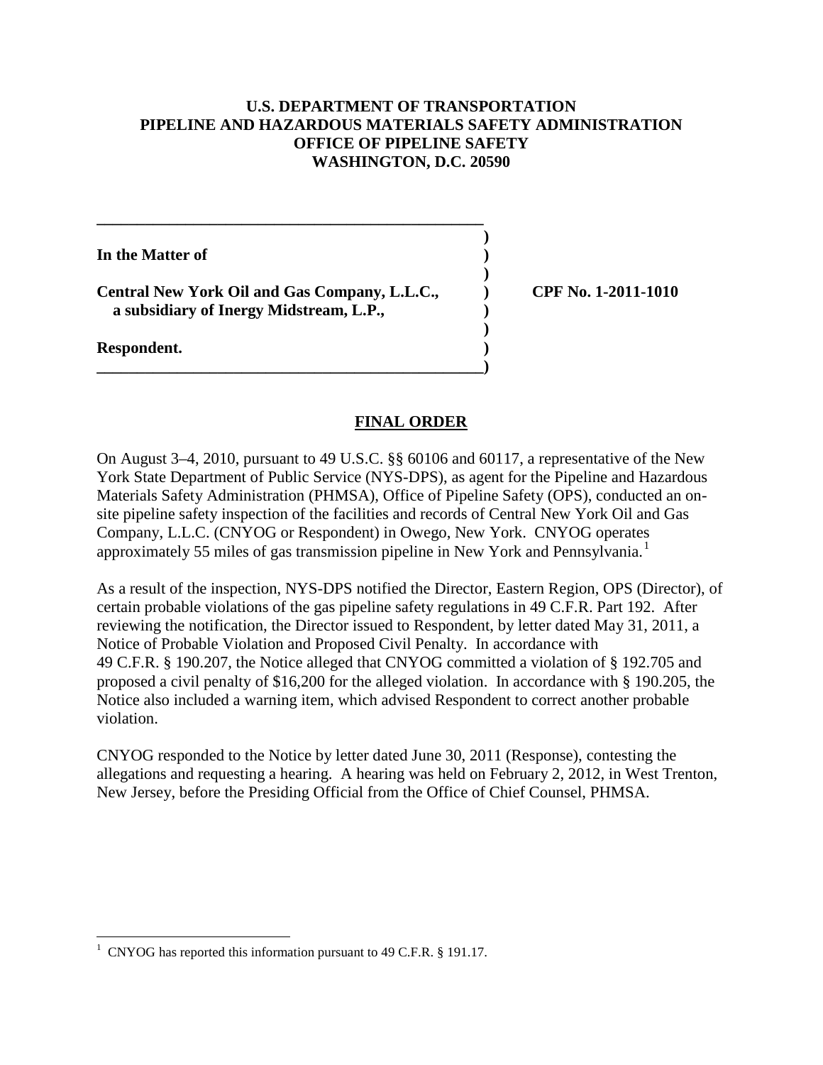**U.S. DEPARTMENT OF TRANSPORTATION**
**PIPELINE AND HAZARDOUS MATERIALS SAFETY ADMINISTRATION**
**OFFICE OF PIPELINE SAFETY**
**WASHINGTON, D.C. 20590**

| | | |
|---|---|---|
| **In the Matter of** | ) | |
| | ) | |
| **Central New York Oil and Gas Company, L.L.C., a subsidiary of Inergy Midstream, L.P.,** | ) | **CPF No. 1-2011-1010** |
| | ) | |
| **Respondent.** | ) | |

## FINAL ORDER

On August 3–4, 2010, pursuant to 49 U.S.C. §§ 60106 and 60117, a representative of the New York State Department of Public Service (NYS-DPS), as agent for the Pipeline and Hazardous Materials Safety Administration (PHMSA), Office of Pipeline Safety (OPS), conducted an on-site pipeline safety inspection of the facilities and records of Central New York Oil and Gas Company, L.L.C. (CNYOG or Respondent) in Owego, New York. CNYOG operates approximately 55 miles of gas transmission pipeline in New York and Pennsylvania.[1]

As a result of the inspection, NYS-DPS notified the Director, Eastern Region, OPS (Director), of certain probable violations of the gas pipeline safety regulations in 49 C.F.R. Part 192. After reviewing the notification, the Director issued to Respondent, by letter dated May 31, 2011, a Notice of Probable Violation and Proposed Civil Penalty. In accordance with 49 C.F.R. § 190.207, the Notice alleged that CNYOG committed a violation of § 192.705 and proposed a civil penalty of $16,200 for the alleged violation. In accordance with § 190.205, the Notice also included a warning item, which advised Respondent to correct another probable violation.

CNYOG responded to the Notice by letter dated June 30, 2011 (Response), contesting the allegations and requesting a hearing. A hearing was held on February 2, 2012, in West Trenton, New Jersey, before the Presiding Official from the Office of Chief Counsel, PHMSA.

---

[1] CNYOG has reported this information pursuant to 49 C.F.R. § 191.17.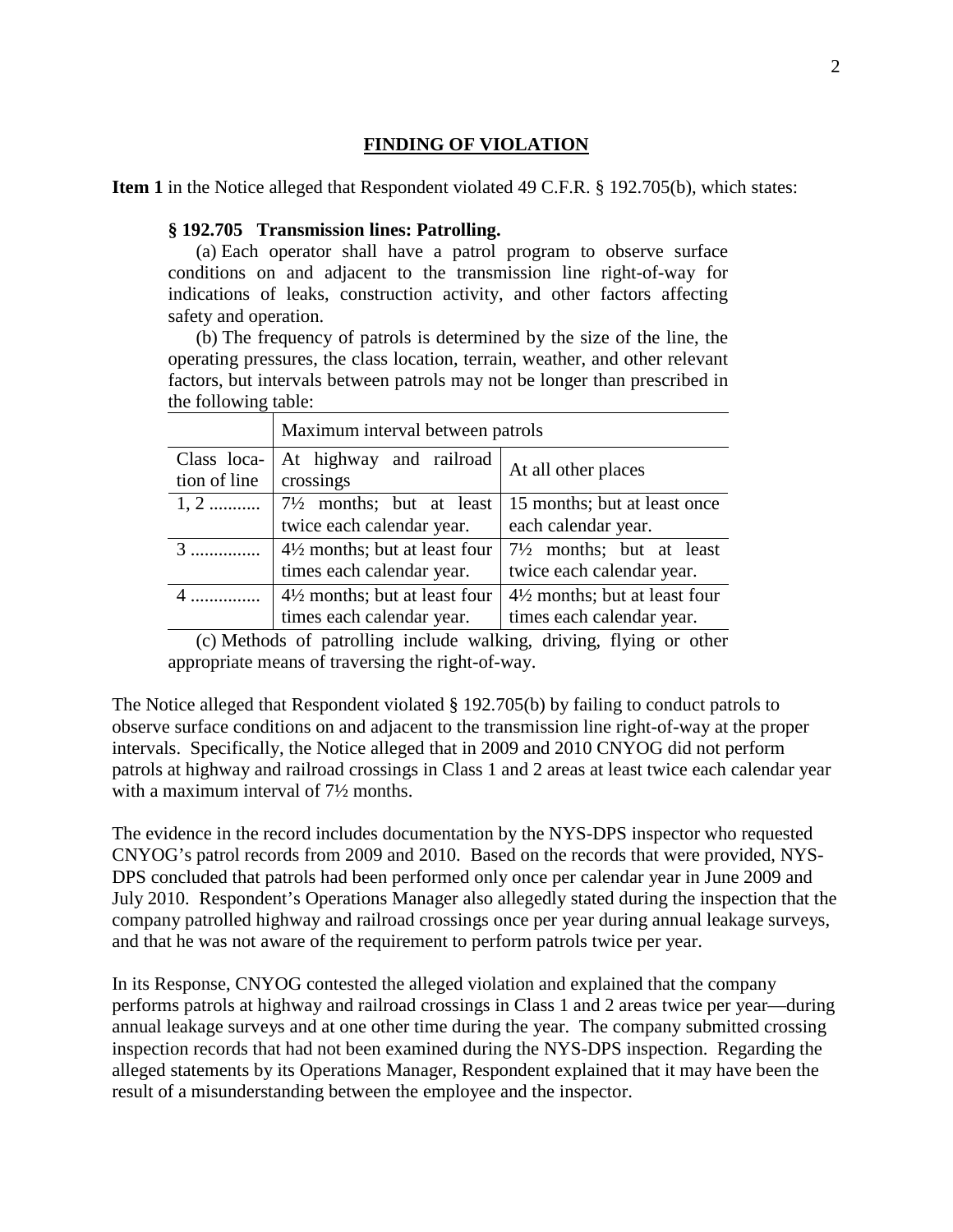## FINDING OF VIOLATION

**Item 1** in the Notice alleged that Respondent violated 49 C.F.R. § 192.705(b), which states:

> **§ 192.705 Transmission lines: Patrolling.**
>
> (a) Each operator shall have a patrol program to observe surface conditions on and adjacent to the transmission line right-of-way for indications of leaks, construction activity, and other factors affecting safety and operation.
>
> (b) The frequency of patrols is determined by the size of the line, the operating pressures, the class location, terrain, weather, and other relevant factors, but intervals between patrols may not be longer than prescribed in the following table:
>
> | | Maximum interval between patrols | |
> |---|---|---|
> | Class location of line | At highway and railroad crossings | At all other places |
> | 1, 2 .......... | 7½ months; but at least twice each calendar year. | 15 months; but at least once each calendar year. |
> | 3 .............. | 4½ months; but at least four times each calendar year. | 7½ months; but at least twice each calendar year. |
> | 4 .............. | 4½ months; but at least four times each calendar year. | 4½ months; but at least four times each calendar year. |
>
> (c) Methods of patrolling include walking, driving, flying or other appropriate means of traversing the right-of-way.

The Notice alleged that Respondent violated § 192.705(b) by failing to conduct patrols to observe surface conditions on and adjacent to the transmission line right-of-way at the proper intervals. Specifically, the Notice alleged that in 2009 and 2010 CNYOG did not perform patrols at highway and railroad crossings in Class 1 and 2 areas at least twice each calendar year with a maximum interval of 7½ months.

The evidence in the record includes documentation by the NYS-DPS inspector who requested CNYOG's patrol records from 2009 and 2010. Based on the records that were provided, NYS-DPS concluded that patrols had been performed only once per calendar year in June 2009 and July 2010. Respondent's Operations Manager also allegedly stated during the inspection that the company patrolled highway and railroad crossings once per year during annual leakage surveys, and that he was not aware of the requirement to perform patrols twice per year.

In its Response, CNYOG contested the alleged violation and explained that the company performs patrols at highway and railroad crossings in Class 1 and 2 areas twice per year—during annual leakage surveys and at one other time during the year. The company submitted crossing inspection records that had not been examined during the NYS-DPS inspection. Regarding the alleged statements by its Operations Manager, Respondent explained that it may have been the result of a misunderstanding between the employee and the inspector.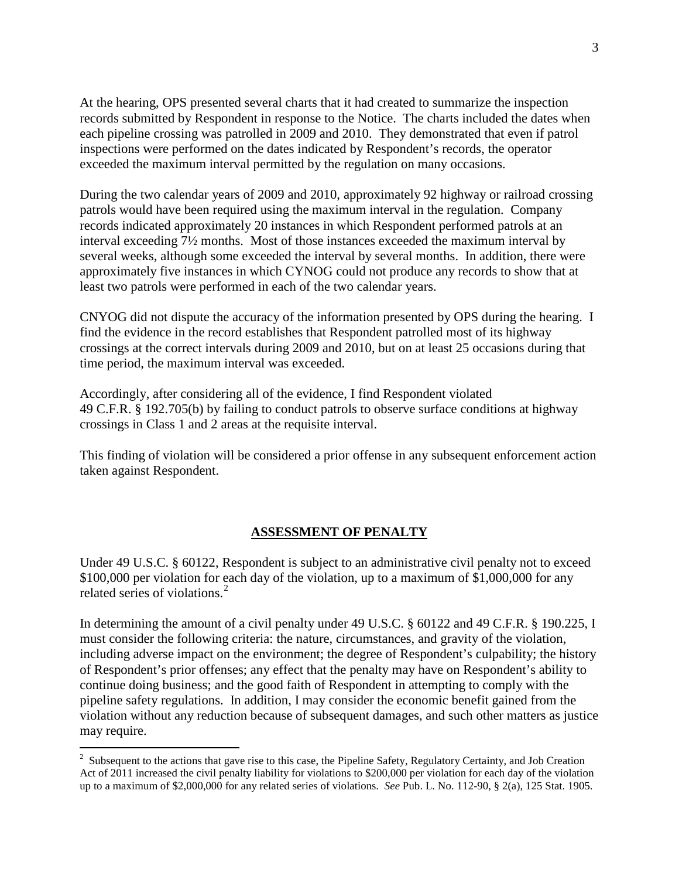At the hearing, OPS presented several charts that it had created to summarize the inspection records submitted by Respondent in response to the Notice. The charts included the dates when each pipeline crossing was patrolled in 2009 and 2010. They demonstrated that even if patrol inspections were performed on the dates indicated by Respondent's records, the operator exceeded the maximum interval permitted by the regulation on many occasions.

During the two calendar years of 2009 and 2010, approximately 92 highway or railroad crossing patrols would have been required using the maximum interval in the regulation. Company records indicated approximately 20 instances in which Respondent performed patrols at an interval exceeding 7½ months. Most of those instances exceeded the maximum interval by several weeks, although some exceeded the interval by several months. In addition, there were approximately five instances in which CYNOG could not produce any records to show that at least two patrols were performed in each of the two calendar years.

CNYOG did not dispute the accuracy of the information presented by OPS during the hearing. I find the evidence in the record establishes that Respondent patrolled most of its highway crossings at the correct intervals during 2009 and 2010, but on at least 25 occasions during that time period, the maximum interval was exceeded.

Accordingly, after considering all of the evidence, I find Respondent violated 49 C.F.R. § 192.705(b) by failing to conduct patrols to observe surface conditions at highway crossings in Class 1 and 2 areas at the requisite interval.

This finding of violation will be considered a prior offense in any subsequent enforcement action taken against Respondent.

## ASSESSMENT OF PENALTY

Under 49 U.S.C. § 60122, Respondent is subject to an administrative civil penalty not to exceed $100,000 per violation for each day of the violation, up to a maximum of $1,000,000 for any related series of violations.[2]

In determining the amount of a civil penalty under 49 U.S.C. § 60122 and 49 C.F.R. § 190.225, I must consider the following criteria: the nature, circumstances, and gravity of the violation, including adverse impact on the environment; the degree of Respondent's culpability; the history of Respondent's prior offenses; any effect that the penalty may have on Respondent's ability to continue doing business; and the good faith of Respondent in attempting to comply with the pipeline safety regulations. In addition, I may consider the economic benefit gained from the violation without any reduction because of subsequent damages, and such other matters as justice may require.

[2] Subsequent to the actions that gave rise to this case, the Pipeline Safety, Regulatory Certainty, and Job Creation Act of 2011 increased the civil penalty liability for violations to $200,000 per violation for each day of the violation up to a maximum of $2,000,000 for any related series of violations. *See* Pub. L. No. 112-90, § 2(a), 125 Stat. 1905.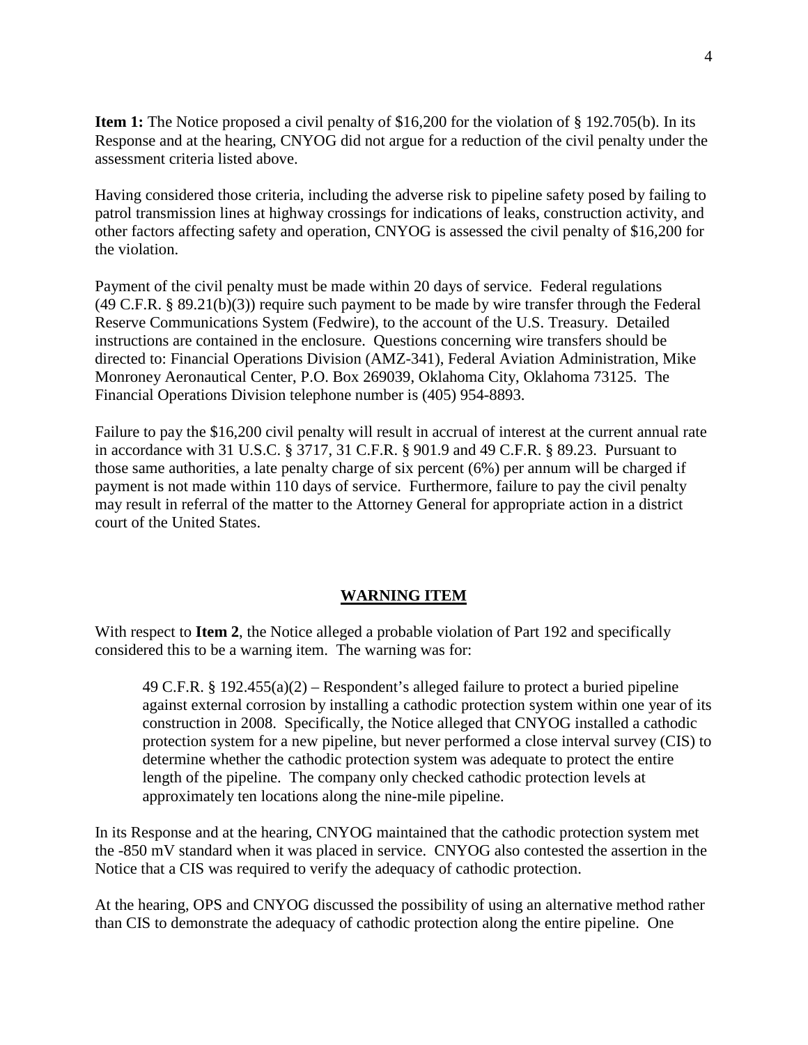**Item 1:** The Notice proposed a civil penalty of $16,200 for the violation of § 192.705(b). In its Response and at the hearing, CNYOG did not argue for a reduction of the civil penalty under the assessment criteria listed above.

Having considered those criteria, including the adverse risk to pipeline safety posed by failing to patrol transmission lines at highway crossings for indications of leaks, construction activity, and other factors affecting safety and operation, CNYOG is assessed the civil penalty of $16,200 for the violation.

Payment of the civil penalty must be made within 20 days of service. Federal regulations (49 C.F.R. § 89.21(b)(3)) require such payment to be made by wire transfer through the Federal Reserve Communications System (Fedwire), to the account of the U.S. Treasury. Detailed instructions are contained in the enclosure. Questions concerning wire transfers should be directed to: Financial Operations Division (AMZ-341), Federal Aviation Administration, Mike Monroney Aeronautical Center, P.O. Box 269039, Oklahoma City, Oklahoma 73125. The Financial Operations Division telephone number is (405) 954-8893.

Failure to pay the $16,200 civil penalty will result in accrual of interest at the current annual rate in accordance with 31 U.S.C. § 3717, 31 C.F.R. § 901.9 and 49 C.F.R. § 89.23. Pursuant to those same authorities, a late penalty charge of six percent (6%) per annum will be charged if payment is not made within 110 days of service. Furthermore, failure to pay the civil penalty may result in referral of the matter to the Attorney General for appropriate action in a district court of the United States.

## WARNING ITEM

With respect to **Item 2**, the Notice alleged a probable violation of Part 192 and specifically considered this to be a warning item. The warning was for:

> 49 C.F.R. § 192.455(a)(2) – Respondent's alleged failure to protect a buried pipeline against external corrosion by installing a cathodic protection system within one year of its construction in 2008. Specifically, the Notice alleged that CNYOG installed a cathodic protection system for a new pipeline, but never performed a close interval survey (CIS) to determine whether the cathodic protection system was adequate to protect the entire length of the pipeline. The company only checked cathodic protection levels at approximately ten locations along the nine-mile pipeline.

In its Response and at the hearing, CNYOG maintained that the cathodic protection system met the -850 mV standard when it was placed in service. CNYOG also contested the assertion in the Notice that a CIS was required to verify the adequacy of cathodic protection.

At the hearing, OPS and CNYOG discussed the possibility of using an alternative method rather than CIS to demonstrate the adequacy of cathodic protection along the entire pipeline. One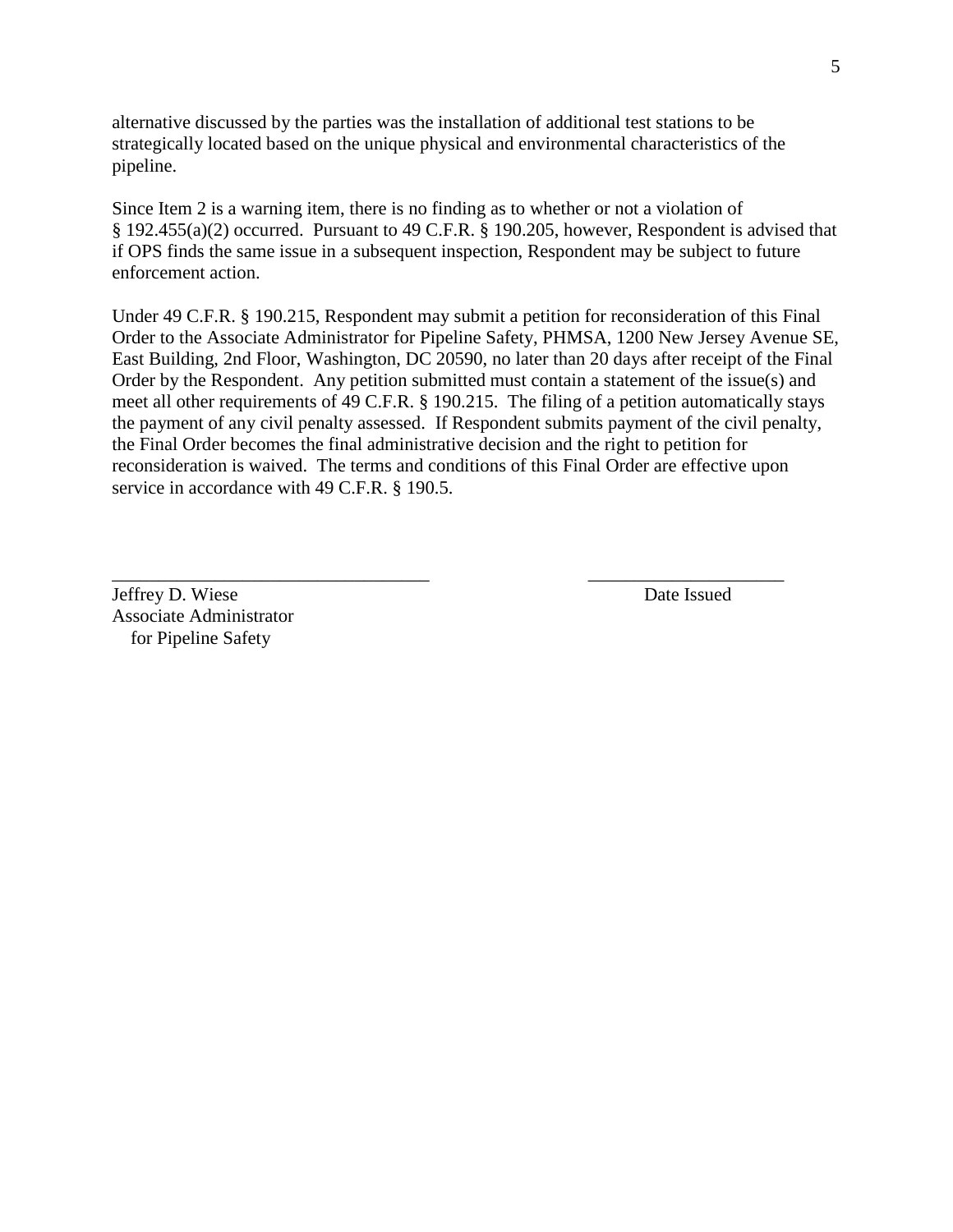alternative discussed by the parties was the installation of additional test stations to be strategically located based on the unique physical and environmental characteristics of the pipeline.

Since Item 2 is a warning item, there is no finding as to whether or not a violation of § 192.455(a)(2) occurred. Pursuant to 49 C.F.R. § 190.205, however, Respondent is advised that if OPS finds the same issue in a subsequent inspection, Respondent may be subject to future enforcement action.

Under 49 C.F.R. § 190.215, Respondent may submit a petition for reconsideration of this Final Order to the Associate Administrator for Pipeline Safety, PHMSA, 1200 New Jersey Avenue SE, East Building, 2nd Floor, Washington, DC 20590, no later than 20 days after receipt of the Final Order by the Respondent. Any petition submitted must contain a statement of the issue(s) and meet all other requirements of 49 C.F.R. § 190.215. The filing of a petition automatically stays the payment of any civil penalty assessed. If Respondent submits payment of the civil penalty, the Final Order becomes the final administrative decision and the right to petition for reconsideration is waived. The terms and conditions of this Final Order are effective upon service in accordance with 49 C.F.R. § 190.5.

\_\_\_\_\_\_\_\_\_\_\_\_\_\_\_\_\_\_\_\_\_\_\_\_\_\_\_\_\_\_\_\_\_\_ \_\_\_\_\_\_\_\_\_\_\_\_\_\_\_\_\_\_\_\_\_

Jeffrey D. Wiese  
Associate Administrator  
for Pipeline Safety

Date Issued